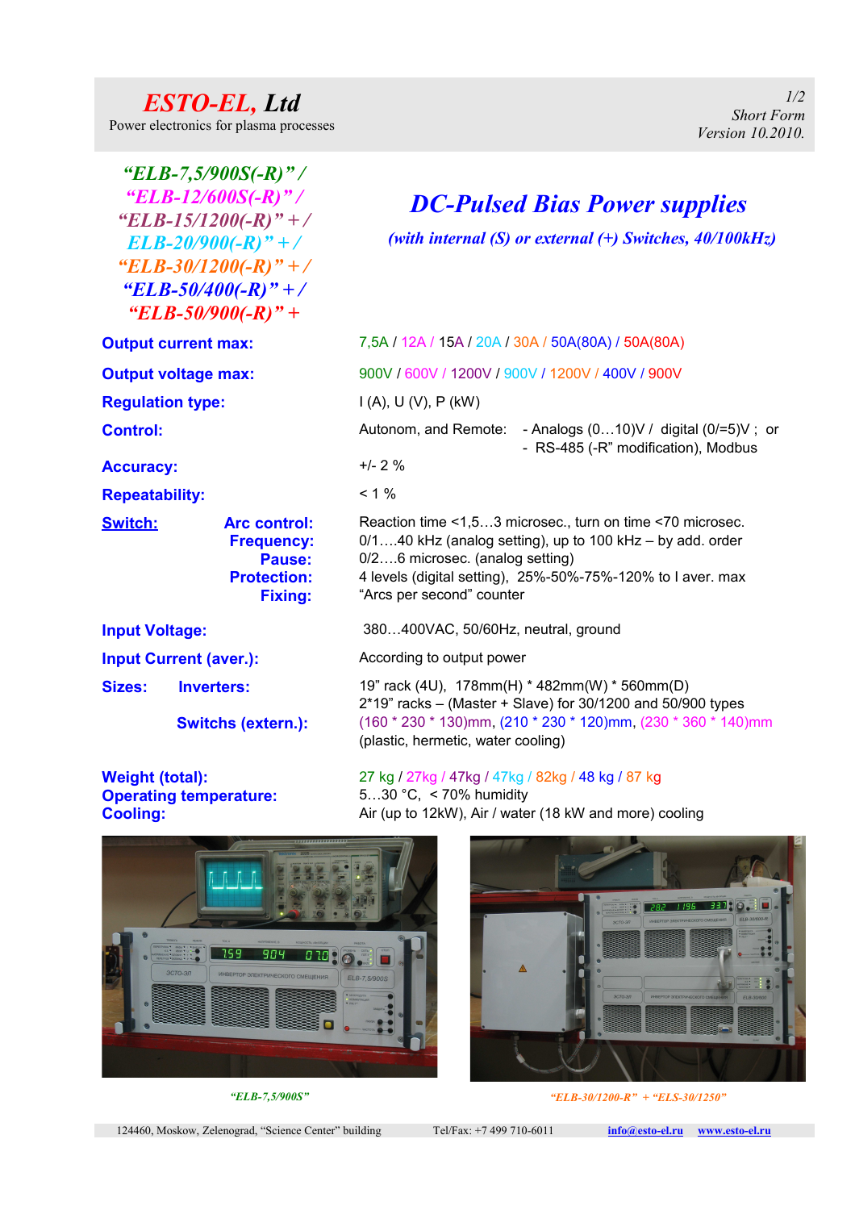**ESTO-EL, Ltd**
Power electronics for plasma processes

1/2
Short Form
Version 10.2010.

*"ELB-7,5/900S(-R)" /*
*"ELB-12/600S(-R)" /*
*"ELB-15/1200(-R)" + /*
*"ELB-20/900(-R)" + /*
*"ELB-30/1200(-R)" + /*
*"ELB-50/400(-R)" + /*
*"ELB-50/900(-R)" +*

# DC-Pulsed Bias Power supplies

*(with internal (S) or external (+) Switches, 40/100kHz)*

| | |
|---|---|
| **Output current max:** | 7,5A / 12A / 15A / 20A / 30A / 50A(80A) / 50A(80A) |
| **Output voltage max:** | 900V / 600V / 1200V / 900V / 1200V / 400V / 900V |
| **Regulation type:** | I (A), U (V), P (kW) |
| **Control:** | Autonom, and Remote: - Analogs (0…10)V / digital (0/=5)V ; or - RS-485 (-R" modification), Modbus |
| **Accuracy:** | +/- 2 % |
| **Repeatability:** | < 1 % |
| **Switch:** **Arc control:** | Reaction time <1,5…3 microsec., turn on time <70 microsec. |
| **Frequency:** | 0/1….40 kHz (analog setting), up to 100 kHz – by add. order |
| **Pause:** | 0/2….6 microsec. (analog setting) |
| **Protection:** | 4 levels (digital setting), 25%-50%-75%-120% to I aver. max |
| **Fixing:** | "Arcs per second" counter |
| **Input Voltage:** | 380…400VAC, 50/60Hz, neutral, ground |
| **Input Current (aver.):** | According to output power |
| **Sizes:** **Inverters:** | 19" rack (4U), 178mm(H) * 482mm(W) * 560mm(D) 2*19" racks – (Master + Slave) for 30/1200 and 50/900 types |
| **Switchs (extern.):** | (160 * 230 * 130)mm, (210 * 230 * 120)mm, (230 * 360 * 140)mm (plastic, hermetic, water cooling) |
| **Weight (total):** | 27 kg / 27kg / 47kg / 47kg / 82kg / 48 kg / 87 kg |
| **Operating temperature:** | 5…30 °C, < 70% humidity |
| **Cooling:** | Air (up to 12kW), Air / water (18 kW and more) cooling |

*"ELB-7,5/900S"*

*"ELB-30/1200-R" + "ELS-30/1250"*

124460, Moskow, Zelenograd, "Science Center" building Tel/Fax: +7 499 710-6011 info@esto-el.ru www.esto-el.ru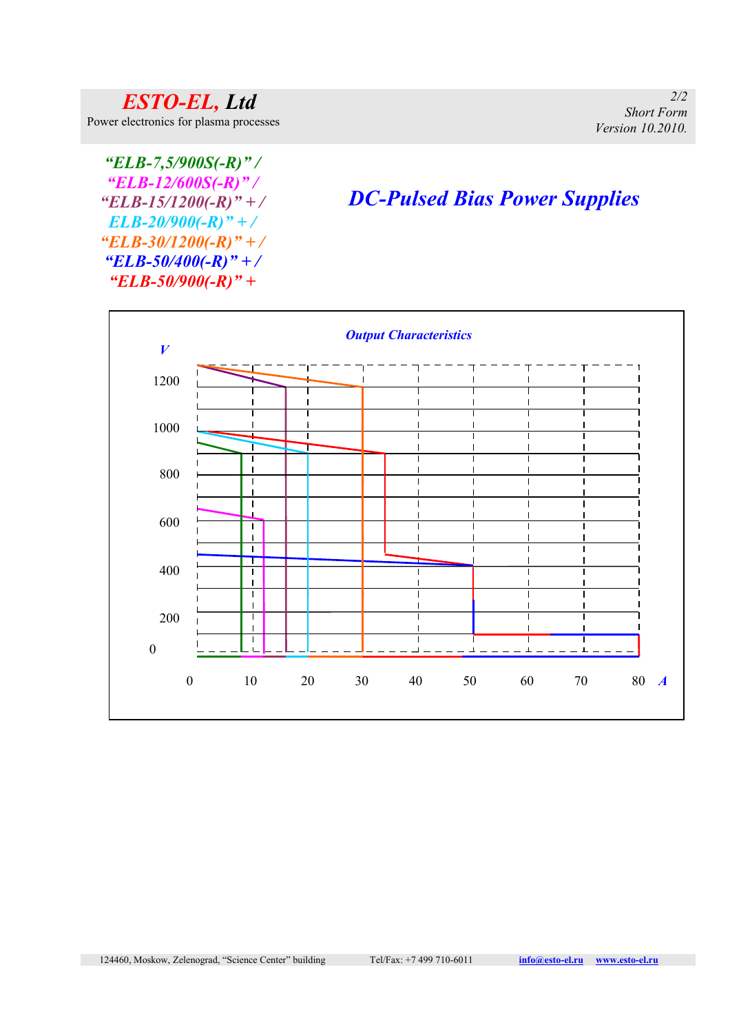# *ESTO-EL,* ***Ltd***

Power electronics for plasma processes

*Short Form*
*Version 10.2010.*

***"ELB-7,5/900S(-R)" /***
***"ELB-12/600S(-R)" /***
***"ELB-15/1200(-R)" + /***
***ELB-20/900(-R)" + /***
***"ELB-30/1200(-R)" + /***
***"ELB-50/400(-R)" + /***
***"ELB-50/900(-R)" +***

## *DC-Pulsed Bias Power Supplies*

***Output Characteristics***

V

1200
1000
800
600
400
200
0

0 10 20 30 40 50 60 70 80 A